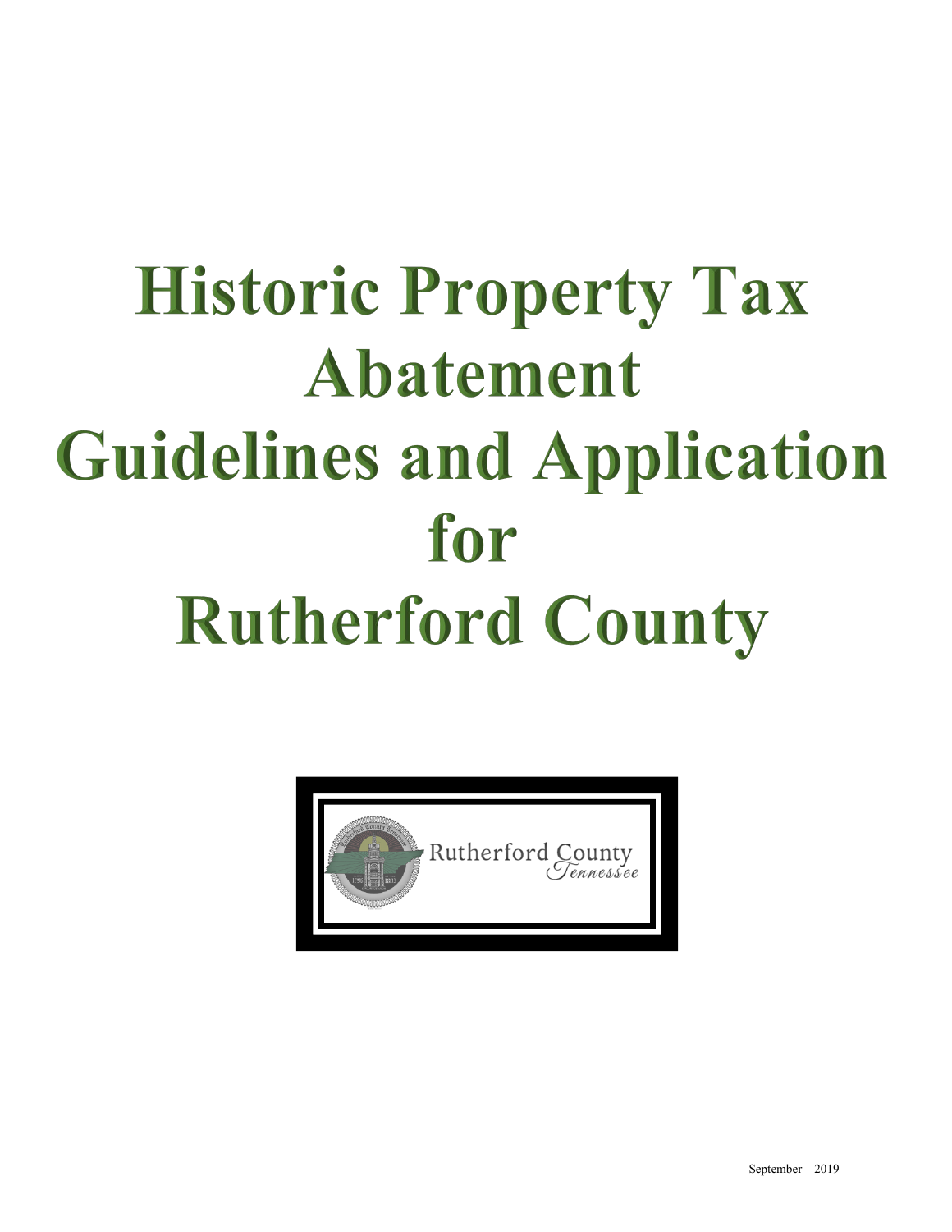# Historic Property Tax Abatement Guidelines and Application for Rutherford County

Rutherford County
Tennessee

September – 2019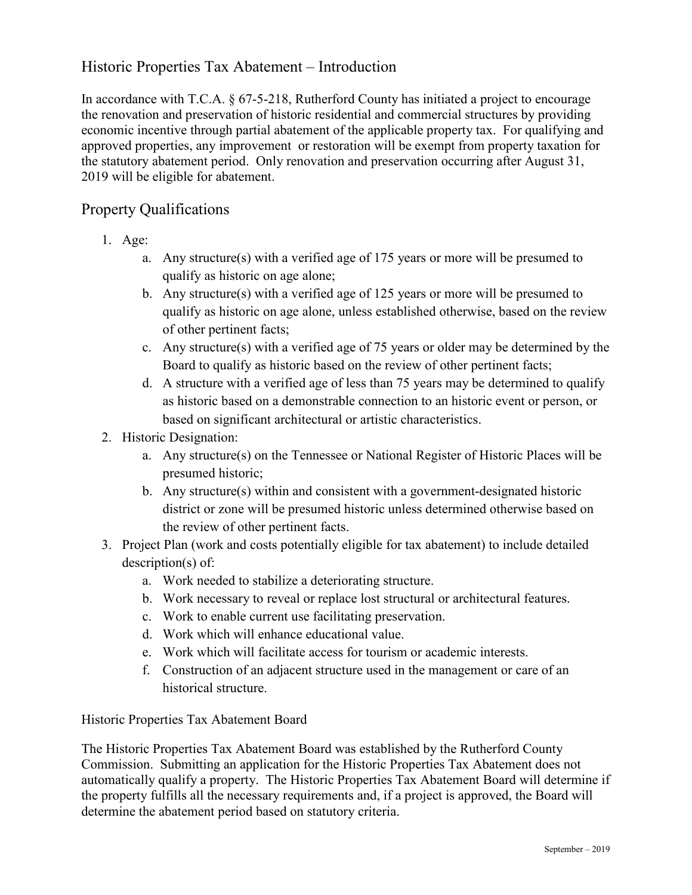## Historic Properties Tax Abatement – Introduction

In accordance with T.C.A. § 67-5-218, Rutherford County has initiated a project to encourage the renovation and preservation of historic residential and commercial structures by providing economic incentive through partial abatement of the applicable property tax. For qualifying and approved properties, any improvement or restoration will be exempt from property taxation for the statutory abatement period. Only renovation and preservation occurring after August 31, 2019 will be eligible for abatement.

## Property Qualifications

1. Age:
   a. Any structure(s) with a verified age of 175 years or more will be presumed to qualify as historic on age alone;
   b. Any structure(s) with a verified age of 125 years or more will be presumed to qualify as historic on age alone, unless established otherwise, based on the review of other pertinent facts;
   c. Any structure(s) with a verified age of 75 years or older may be determined by the Board to qualify as historic based on the review of other pertinent facts;
   d. A structure with a verified age of less than 75 years may be determined to qualify as historic based on a demonstrable connection to an historic event or person, or based on significant architectural or artistic characteristics.
2. Historic Designation:
   a. Any structure(s) on the Tennessee or National Register of Historic Places will be presumed historic;
   b. Any structure(s) within and consistent with a government-designated historic district or zone will be presumed historic unless determined otherwise based on the review of other pertinent facts.
3. Project Plan (work and costs potentially eligible for tax abatement) to include detailed description(s) of:
   a. Work needed to stabilize a deteriorating structure.
   b. Work necessary to reveal or replace lost structural or architectural features.
   c. Work to enable current use facilitating preservation.
   d. Work which will enhance educational value.
   e. Work which will facilitate access for tourism or academic interests.
   f. Construction of an adjacent structure used in the management or care of an historical structure.

Historic Properties Tax Abatement Board

The Historic Properties Tax Abatement Board was established by the Rutherford County Commission. Submitting an application for the Historic Properties Tax Abatement does not automatically qualify a property. The Historic Properties Tax Abatement Board will determine if the property fulfills all the necessary requirements and, if a project is approved, the Board will determine the abatement period based on statutory criteria.

September – 2019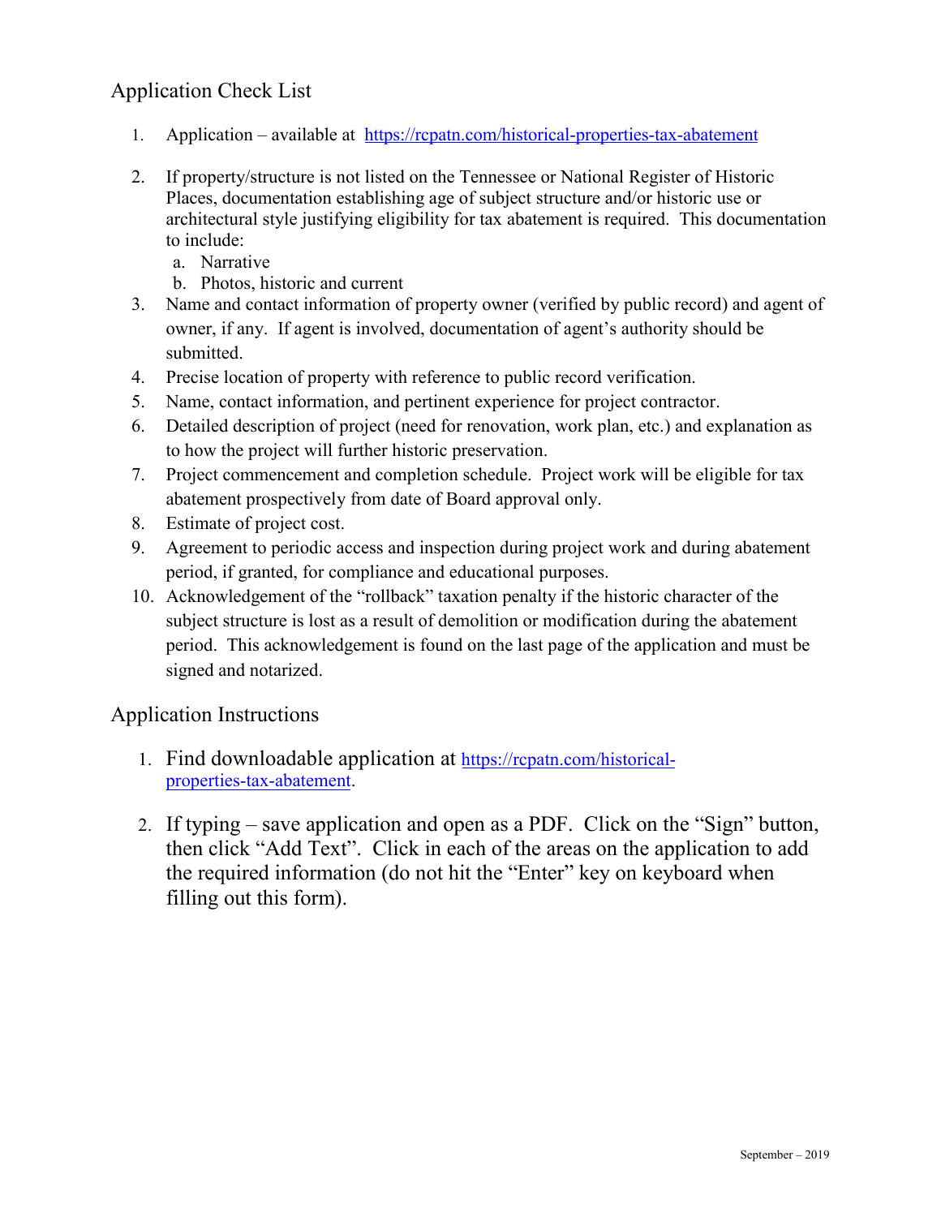## Application Check List

1. Application – available at https://rcpatn.com/historical-properties-tax-abatement

2. If property/structure is not listed on the Tennessee or National Register of Historic Places, documentation establishing age of subject structure and/or historic use or architectural style justifying eligibility for tax abatement is required. This documentation to include:
   a. Narrative
   b. Photos, historic and current
3. Name and contact information of property owner (verified by public record) and agent of owner, if any. If agent is involved, documentation of agent's authority should be submitted.
4. Precise location of property with reference to public record verification.
5. Name, contact information, and pertinent experience for project contractor.
6. Detailed description of project (need for renovation, work plan, etc.) and explanation as to how the project will further historic preservation.
7. Project commencement and completion schedule. Project work will be eligible for tax abatement prospectively from date of Board approval only.
8. Estimate of project cost.
9. Agreement to periodic access and inspection during project work and during abatement period, if granted, for compliance and educational purposes.
10. Acknowledgement of the "rollback" taxation penalty if the historic character of the subject structure is lost as a result of demolition or modification during the abatement period. This acknowledgement is found on the last page of the application and must be signed and notarized.

## Application Instructions

1. Find downloadable application at https://rcpatn.com/historical-properties-tax-abatement.

2. If typing – save application and open as a PDF. Click on the "Sign" button, then click "Add Text". Click in each of the areas on the application to add the required information (do not hit the "Enter" key on keyboard when filling out this form).

September – 2019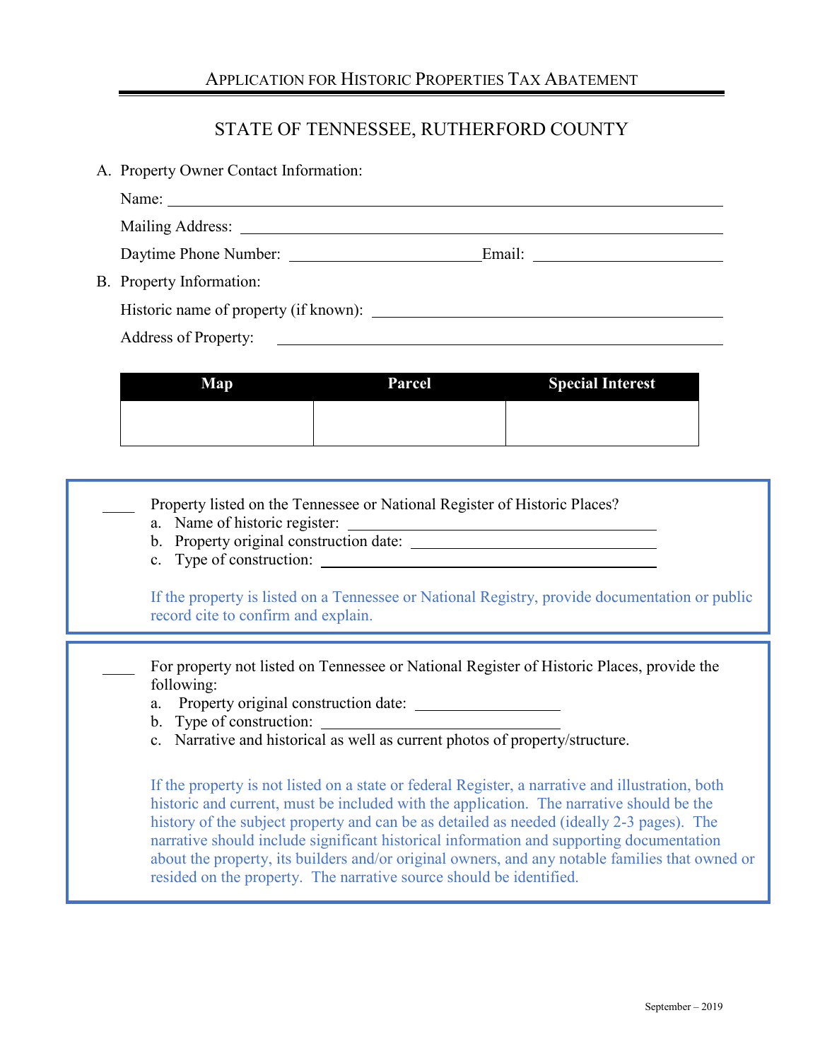# Application for Historic Properties Tax Abatement

## STATE OF TENNESSEE, RUTHERFORD COUNTY

A. Property Owner Contact Information:

Name: ______________________________________________

Mailing Address: ______________________________________________

Daytime Phone Number: ______________________ Email: ______________________

B. Property Information:

Historic name of property (if known): ______________________________________________

Address of Property: ______________________________________________

| Map | Parcel | Special Interest |
|---|---|---|
| | | |

____ Property listed on the Tennessee or National Register of Historic Places?

a. Name of historic register: ______________________________________________
b. Property original construction date: ______________________________________________
c. Type of construction: ______________________________________________

If the property is listed on a Tennessee or National Registry, provide documentation or public record cite to confirm and explain.

____ For property not listed on Tennessee or National Register of Historic Places, provide the following:

a. Property original construction date: ______________________
b. Type of construction: ______________________
c. Narrative and historical as well as current photos of property/structure.

If the property is not listed on a state or federal Register, a narrative and illustration, both historic and current, must be included with the application. The narrative should be the history of the subject property and can be as detailed as needed (ideally 2-3 pages). The narrative should include significant historical information and supporting documentation about the property, its builders and/or original owners, and any notable families that owned or resided on the property. The narrative source should be identified.

September – 2019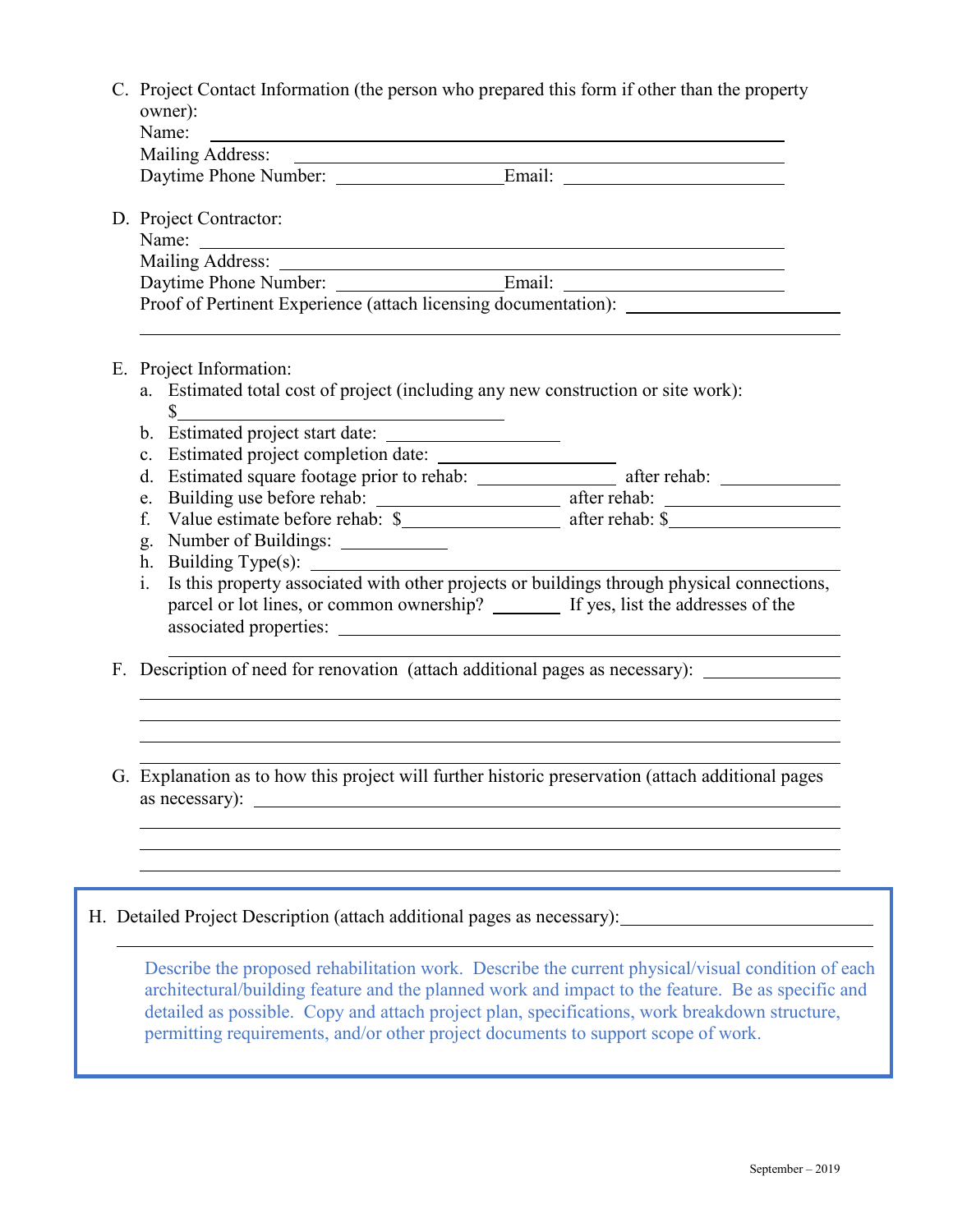C. Project Contact Information (the person who prepared this form if other than the property owner):
   Name: ______________________________
   Mailing Address: ______________________________
   Daytime Phone Number: ______________ Email: ______________

D. Project Contractor:
   Name: ______________________________
   Mailing Address: ______________________________
   Daytime Phone Number: ______________ Email: ______________
   Proof of Pertinent Experience (attach licensing documentation): ______________

E. Project Information:
   a. Estimated total cost of project (including any new construction or site work):
      $______________
   b. Estimated project start date: ______________
   c. Estimated project completion date: ______________
   d. Estimated square footage prior to rehab: ______________ after rehab: ______________
   e. Building use before rehab: ______________ after rehab: ______________
   f. Value estimate before rehab: $______________ after rehab: $______________
   g. Number of Buildings: ______________
   h. Building Type(s): ______________
   i. Is this property associated with other projects or buildings through physical connections, parcel or lot lines, or common ownership? ________ If yes, list the addresses of the associated properties: ______________

F. Description of need for renovation (attach additional pages as necessary): ______________

G. Explanation as to how this project will further historic preservation (attach additional pages as necessary): ______________

H. Detailed Project Description (attach additional pages as necessary): ______________

   Describe the proposed rehabilitation work. Describe the current physical/visual condition of each architectural/building feature and the planned work and impact to the feature. Be as specific and detailed as possible. Copy and attach project plan, specifications, work breakdown structure, permitting requirements, and/or other project documents to support scope of work.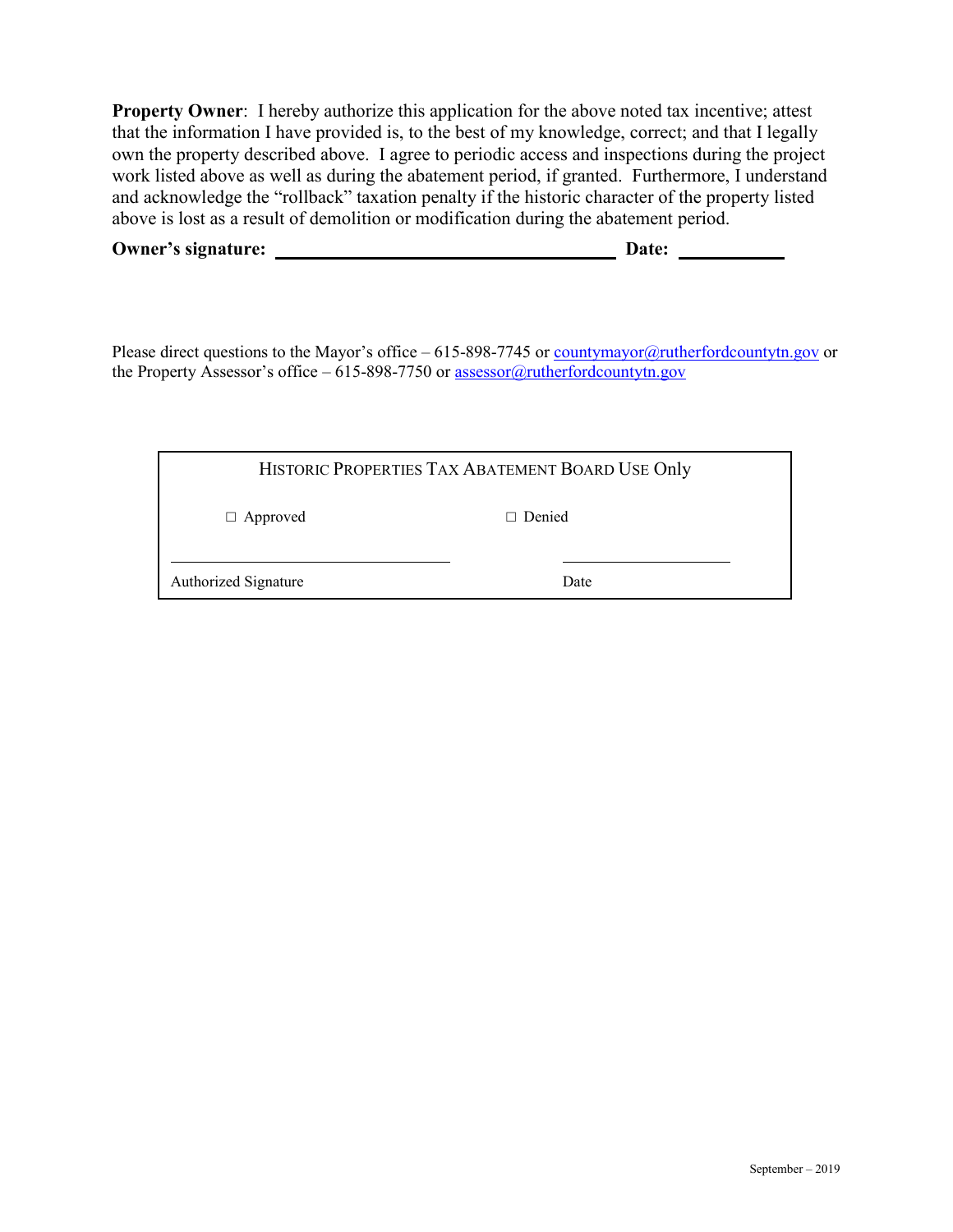**Property Owner**: I hereby authorize this application for the above noted tax incentive; attest that the information I have provided is, to the best of my knowledge, correct; and that I legally own the property described above. I agree to periodic access and inspections during the project work listed above as well as during the abatement period, if granted. Furthermore, I understand and acknowledge the "rollback" taxation penalty if the historic character of the property listed above is lost as a result of demolition or modification during the abatement period.

**Owner's signature:** ________________________________________ **Date:** ____________

Please direct questions to the Mayor's office – 615-898-7745 or countymayor@rutherfordcountytn.gov or the Property Assessor's office – 615-898-7750 or assessor@rutherfordcountytn.gov

| HISTORIC PROPERTIES TAX ABATEMENT BOARD USE Only | |
|---|---|
| ☐ Approved | ☐ Denied |
| ________________________________ | ____________________ |
| Authorized Signature | Date |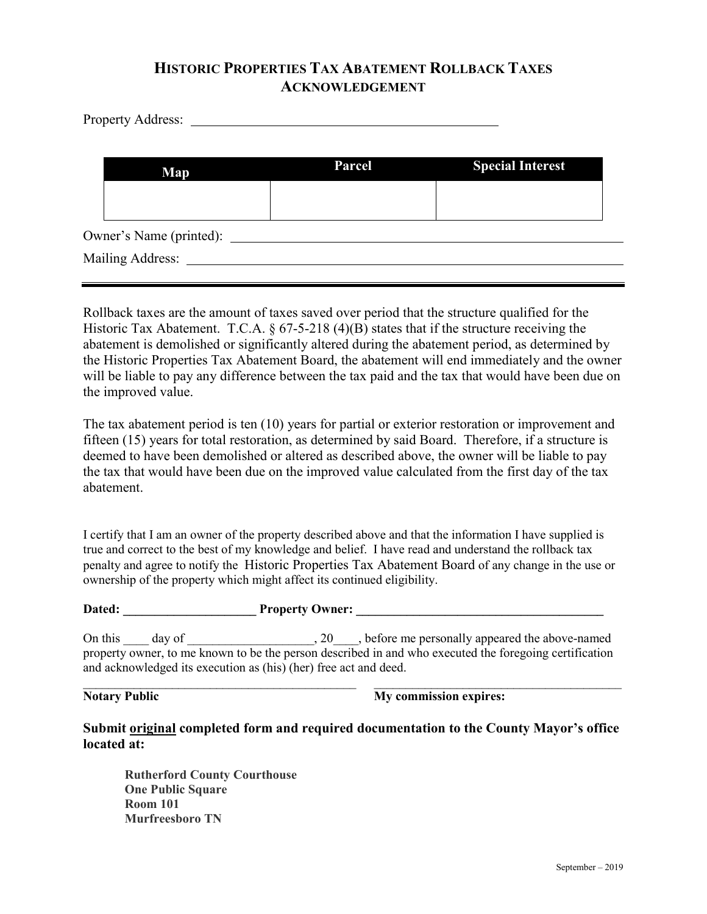# HISTORIC PROPERTIES TAX ABATEMENT ROLLBACK TAXES ACKNOWLEDGEMENT

Property Address: ______________________________________________

| Map | Parcel | Special Interest |
|---|---|---|
| | | |

Owner's Name (printed): ______________________________________________

Mailing Address: ______________________________________________

---

Rollback taxes are the amount of taxes saved over period that the structure qualified for the Historic Tax Abatement. T.C.A. § 67-5-218 (4)(B) states that if the structure receiving the abatement is demolished or significantly altered during the abatement period, as determined by the Historic Properties Tax Abatement Board, the abatement will end immediately and the owner will be liable to pay any difference between the tax paid and the tax that would have been due on the improved value.

The tax abatement period is ten (10) years for partial or exterior restoration or improvement and fifteen (15) years for total restoration, as determined by said Board. Therefore, if a structure is deemed to have been demolished or altered as described above, the owner will be liable to pay the tax that would have been due on the improved value calculated from the first day of the tax abatement.

I certify that I am an owner of the property described above and that the information I have supplied is true and correct to the best of my knowledge and belief. I have read and understand the rollback tax penalty and agree to notify the Historic Properties Tax Abatement Board of any change in the use or ownership of the property which might affect its continued eligibility.

**Dated: _____________________ Property Owner: ________________________________________**

On this ____ day of ___________________, 20____, before me personally appeared the above-named property owner, to me known to be the person described in and who executed the foregoing certification and acknowledged its execution as (his) (her) free act and deed.

_____________________________________________ _________________________________________

**Notary Public** **My commission expires:**

**Submit <u>original</u> completed form and required documentation to the County Mayor's office located at:**

**Rutherford County Courthouse**
**One Public Square**
**Room 101**
**Murfreesboro TN**

September – 2019